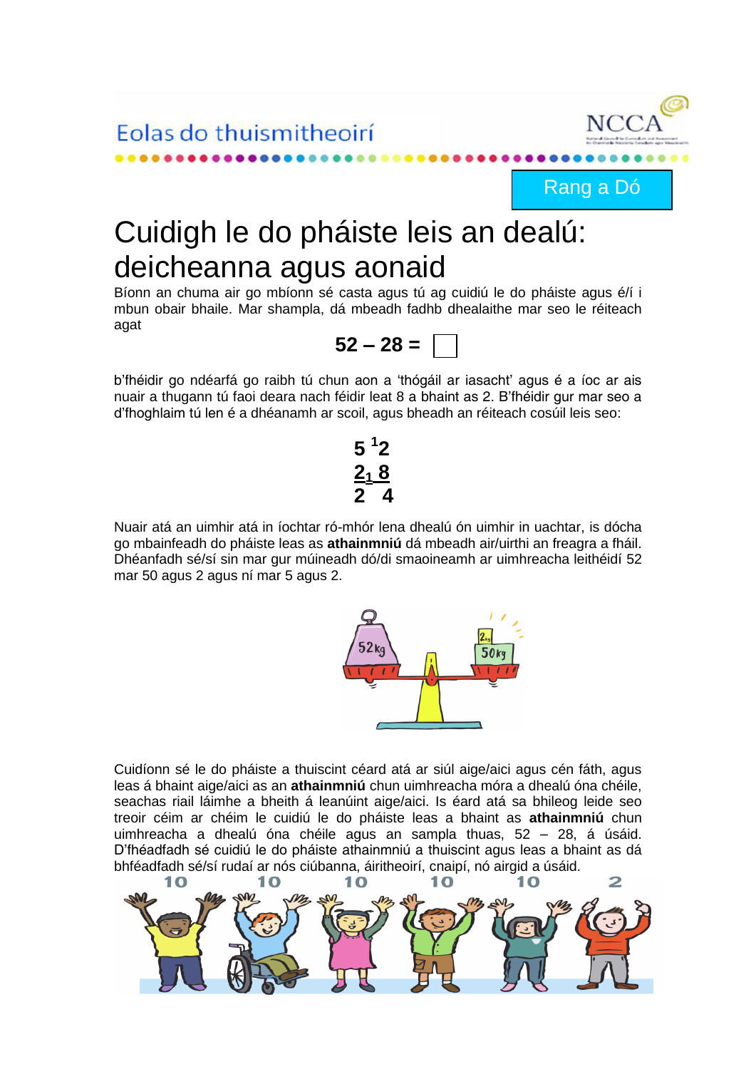Eolas do thuismitheoirí

Rang a Dó

# Cuidigh le do pháiste leis an dealú: deicheanna agus aonaid

Bíonn an chuma air go mbíonn sé casta agus tú ag cuidiú le do pháiste agus é/í i mbun obair bhaile. Mar shampla, dá mbeadh fadhb dhealaithe mar seo le réiteach agat

$$52 - 28 = \square$$

b'fhéidir go ndéarfá go raibh tú chun aon a 'thógáil ar iasacht' agus é a íoc ar ais nuair a thugann tú faoi deara nach féidir leat 8 a bhaint as 2. B'fhéidir gur mar seo a d'fhoghlaim tú len é a dhéanamh ar scoil, agus bheadh an réiteach cosúil leis seo:

$$\begin{array}{r} 5\ {}^{1}2 \\ \underline{2_{1}\ 8} \\ 2\ \ 4 \end{array}$$

Nuair atá an uimhir atá in íochtar ró-mhór lena dhealú ón uimhir in uachtar, is dócha go mbainfeadh do pháiste leas as **athainmniú** dá mbeadh air/uirthi an freagra a fháil. Dhéanfadh sé/sí sin mar gur múineadh dó/di smaoineamh ar uimhreacha leithéidí 52 mar 50 agus 2 agus ní mar 5 agus 2.

Cuidíonn sé le do pháiste a thuiscint céard atá ar siúl aige/aici agus cén fáth, agus leas á bhaint aige/aici as an **athainmniú** chun uimhreacha móra a dhealú óna chéile, seachas riail láimhe a bheith á leanúint aige/aici. Is éard atá sa bhileog leide seo treoir céim ar chéim le cuidiú le do pháiste leas a bhaint as **athainmniú** chun uimhreacha a dhealú óna chéile agus an sampla thuas, 52 – 28, á úsáid. D'fhéadfadh sé cuidiú le do pháiste athainmniú a thuiscint agus leas a bhaint as dá bhféadfadh sé/sí rudaí ar nós ciúbanna, áiritheoirí, cnaipí, nó airgid a úsáid.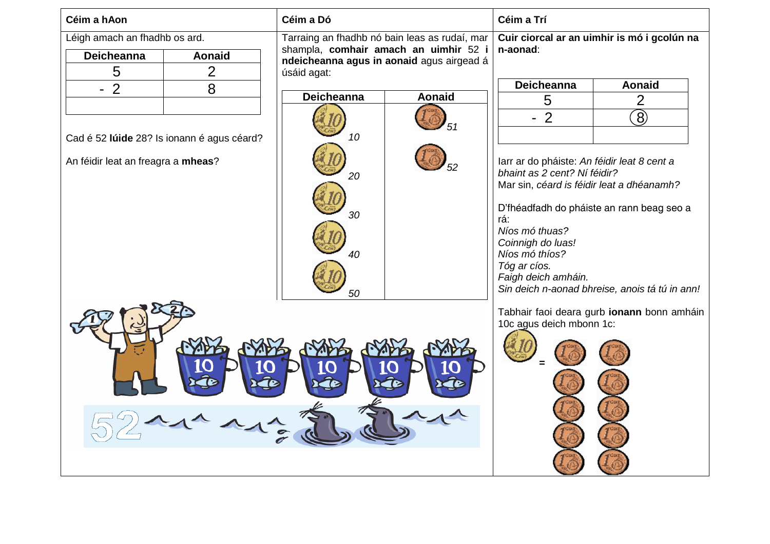## Céim a hAon

Léigh amach an fhadhb os ard.

| Deicheanna | Aonaid |
|---|---|
| 5 | 2 |
| - 2 | 8 |
| | |

Cad é 52 **lúide** 28? Is ionann é agus céard?

An féidir leat an freagra a **mheas**?

## Céim a Dó

Tarraing an fhadhb nó bain leas as rudaí, mar shampla, **comhair amach an uimhir** 52 **i ndeicheanna agus in aonaid** agus airgead á úsáid agat:

| Deicheanna | Aonaid |
|---|---|
| *10* | *51* |
| *20* | *52* |
| *30* | |
| *40* | |
| *50* | |

52

## Céim a Trí

**Cuir ciorcal ar an uimhir is mó i gcolún na n-aonad**:

| Deicheanna | Aonaid |
|---|---|
| 5 | 2 |
| - 2 | (8) |
| | |

Iarr ar do pháiste: *An féidir leat 8 cent a bhaint as 2 cent? Ní féidir?*
Mar sin, *céard is féidir leat a dhéanamh?*

D'fhéadfadh do pháiste an rann beag seo a rá:
*Níos mó thuas?*
*Coinnigh do luas!*
*Níos mó thíos?*
*Tóg ar cíos.*
*Faigh deich amháin.*
*Sin deich n-aonad bhreise, anois tá tú in ann!*

Tabhair faoi deara gurb **ionann** bonn amháin 10c agus deich mbonn 1c:

10 =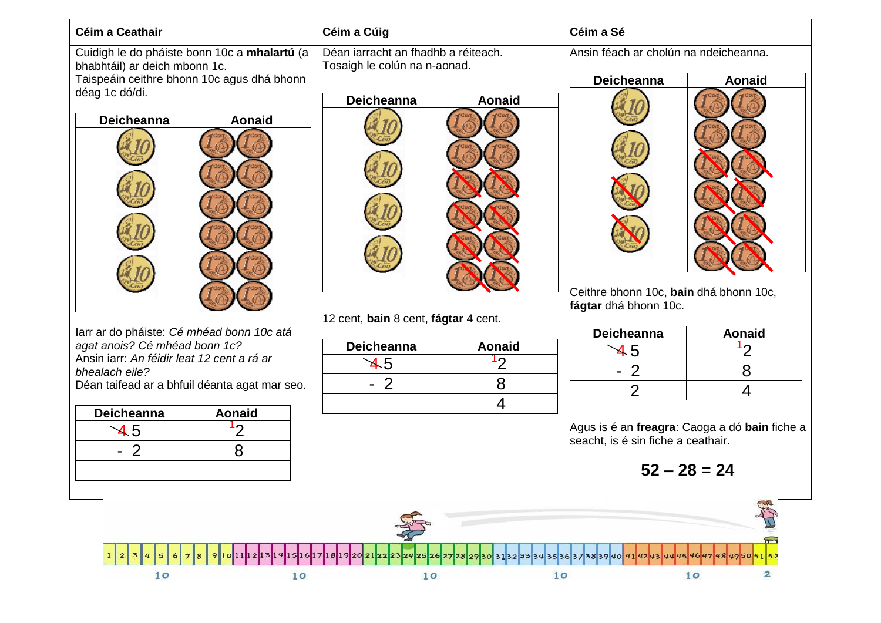## Céim a Ceathair

Cuidigh le do pháiste bonn 10c a **mhalartú** (a bhabhtáil) ar deich mbonn 1c.
Taispeáin ceithre bhonn 10c agus dhá bhonn déag 1c dó/di.

| Deicheanna | Aonaid |
|---|---|
| 10c, 10c, 10c, 10c | 1c × 12 |

Iarr ar do pháiste: *Cé mhéad bonn 10c atá agat anois? Cé mhéad bonn 1c?*
Ansin iarr: *An féidir leat 12 cent a rá ar bhealach eile?*
Déan taifead ar a bhfuil déanta agat mar seo.

| Deicheanna | Aonaid |
|---|---|
| ~~4~~ 5 | [1]2 |
| - 2 | 8 |
| | |

## Céim a Cúig

Déan iarracht an fhadhb a réiteach.
Tosaigh le colún na n-aonad.

| Deicheanna | Aonaid |
|---|---|
| 10c, 10c, 10c, 10c | 1c × 12 (8 trasnaithe amach) |

12 cent, **bain** 8 cent, **fágtar** 4 cent.

| Deicheanna | Aonaid |
|---|---|
| ~~4~~ 5 | [1]2 |
| - 2 | 8 |
| | 4 |

## Céim a Sé

Ansin féach ar cholún na ndeicheanna.

| Deicheanna | Aonaid |
|---|---|
| 10c, 10c, 10c, 10c (2 trasnaithe amach) | 1c × 12 (8 trasnaithe amach) |

Ceithre bhonn 10c, **bain** dhá bhonn 10c, **fágtar** dhá bhonn 10c.

| Deicheanna | Aonaid |
|---|---|
| ~~4~~ 5 | [1]2 |
| - 2 | 8 |
| 2 | 4 |

Agus is é an **freagra**: Caoga a dó **bain** fiche a seacht, is é sin fiche a ceathair.

$$52 - 28 = 24$$

1 2 3 4 5 6 7 8 9 10 11 12 13 14 15 16 17 18 19 20 21 22 23 24 25 26 27 28 29 30 31 32 33 34 35 36 37 38 39 40 41 42 43 44 45 46 47 48 49 50 51 52

10 10 10 10 10 2